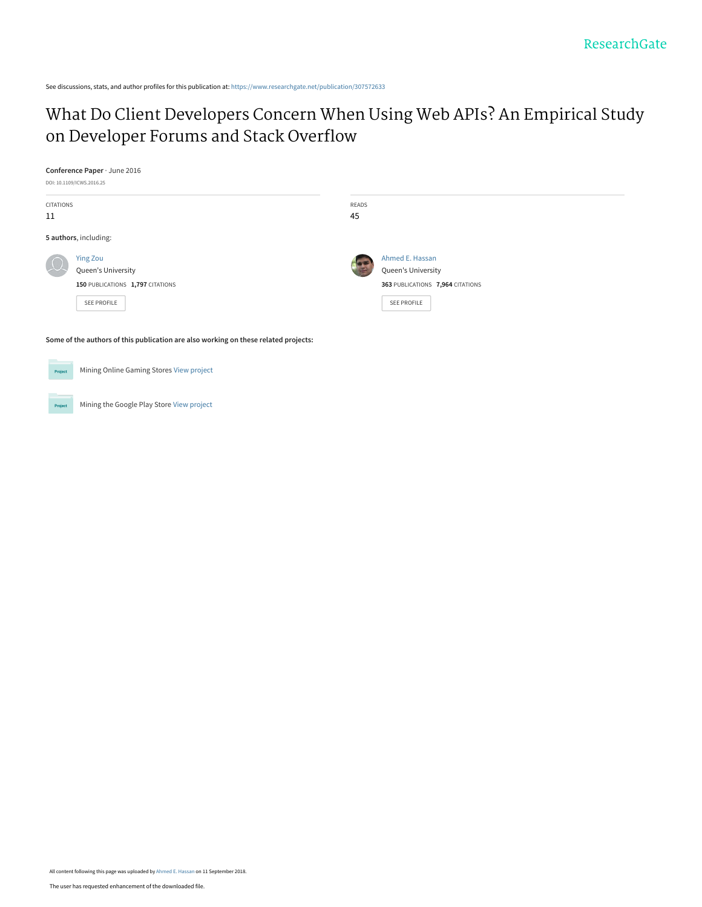ResearchGate

See discussions, stats, and author profiles for this publication at: https://www.researchgate.net/publication/307572633

# What Do Client Developers Concern When Using Web APIs? An Empirical Study on Developer Forums and Stack Overflow

**Conference Paper** · June 2016

DOI: 10.1109/ICWS.2016.25

| CITATIONS | READS |
| --- | --- |
| 11 | 45 |

**5 authors**, including:

Ying Zou
Queen's University
**150** PUBLICATIONS **1,797** CITATIONS
SEE PROFILE

Ahmed E. Hassan
Queen's University
**363** PUBLICATIONS **7,964** CITATIONS
SEE PROFILE

**Some of the authors of this publication are also working on these related projects:**

Project: Mining Online Gaming Stores View project

Project: Mining the Google Play Store View project

All content following this page was uploaded by Ahmed E. Hassan on 11 September 2018.

The user has requested enhancement of the downloaded file.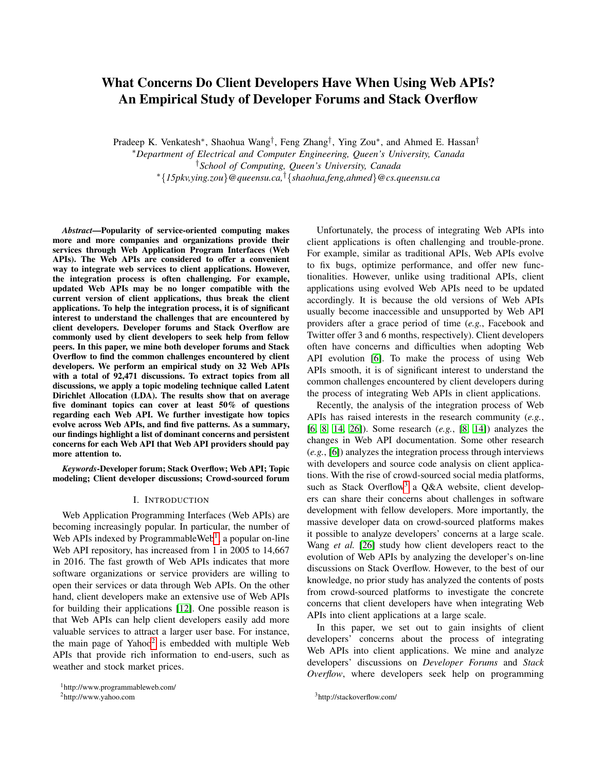# What Concerns Do Client Developers Have When Using Web APIs? An Empirical Study of Developer Forums and Stack Overflow

Pradeep K. Venkatesh*, Shaohua Wang†, Feng Zhang†, Ying Zou*, and Ahmed E. Hassan†

*Department of Electrical and Computer Engineering, Queen's University, Canada

†School of Computing, Queen's University, Canada

*{15pkv,ying.zou}@queensu.ca,†{shaohua,feng,ahmed}@cs.queensu.ca

***Abstract*—Popularity of service-oriented computing makes more and more companies and organizations provide their services through Web Application Program Interfaces (Web APIs). The Web APIs are considered to offer a convenient way to integrate web services to client applications. However, the integration process is often challenging. For example, updated Web APIs may be no longer compatible with the current version of client applications, thus break the client applications. To help the integration process, it is of significant interest to understand the challenges that are encountered by client developers. Developer forums and Stack Overflow are commonly used by client developers to seek help from fellow peers. In this paper, we mine both developer forums and Stack Overflow to find the common challenges encountered by client developers. We perform an empirical study on 32 Web APIs with a total of 92,471 discussions. To extract topics from all discussions, we apply a topic modeling technique called Latent Dirichlet Allocation (LDA). The results show that on average five dominant topics can cover at least 50% of questions regarding each Web API. We further investigate how topics evolve across Web APIs, and find five patterns. As a summary, our findings highlight a list of dominant concerns and persistent concerns for each Web API that Web API providers should pay more attention to.**

***Keywords*-Developer forum; Stack Overflow; Web API; Topic modeling; Client developer discussions; Crowd-sourced forum**

## I. Introduction

Web Application Programming Interfaces (Web APIs) are becoming increasingly popular. In particular, the number of Web APIs indexed by ProgrammableWeb[1], a popular on-line Web API repository, has increased from 1 in 2005 to 14,667 in 2016. The fast growth of Web APIs indicates that more software organizations or service providers are willing to open their services or data through Web APIs. On the other hand, client developers make an extensive use of Web APIs for building their applications [12]. One possible reason is that Web APIs can help client developers easily add more valuable services to attract a larger user base. For instance, the main page of Yahoo[2] is embedded with multiple Web APIs that provide rich information to end-users, such as weather and stock market prices.

Unfortunately, the process of integrating Web APIs into client applications is often challenging and trouble-prone. For example, similar as traditional APIs, Web APIs evolve to fix bugs, optimize performance, and offer new functionalities. However, unlike using traditional APIs, client applications using evolved Web APIs need to be updated accordingly. It is because the old versions of Web APIs usually become inaccessible and unsupported by Web API providers after a grace period of time (*e.g.*, Facebook and Twitter offer 3 and 6 months, respectively). Client developers often have concerns and difficulties when adopting Web API evolution [6]. To make the process of using Web APIs smooth, it is of significant interest to understand the common challenges encountered by client developers during the process of integrating Web APIs in client applications.

Recently, the analysis of the integration process of Web APIs has raised interests in the research community (*e.g.*, [6, 8, 14, 26]). Some research (*e.g.*, [8, 14]) analyzes the changes in Web API documentation. Some other research (*e.g.*, [6]) analyzes the integration process through interviews with developers and source code analysis on client applications. With the rise of crowd-sourced social media platforms, such as Stack Overflow[3] a Q&A website, client developers can share their concerns about challenges in software development with fellow developers. More importantly, the massive developer data on crowd-sourced platforms makes it possible to analyze developers' concerns at a large scale. Wang *et al.* [26] study how client developers react to the evolution of Web APIs by analyzing the developer's on-line discussions on Stack Overflow. However, to the best of our knowledge, no prior study has analyzed the contents of posts from crowd-sourced platforms to investigate the concrete concerns that client developers have when integrating Web APIs into client applications at a large scale.

In this paper, we set out to gain insights of client developers' concerns about the process of integrating Web APIs into client applications. We mine and analyze developers' discussions on *Developer Forums* and *Stack Overflow*, where developers seek help on programming

[1]http://www.programmableweb.com/

[2]http://www.yahoo.com

[3]http://stackoverflow.com/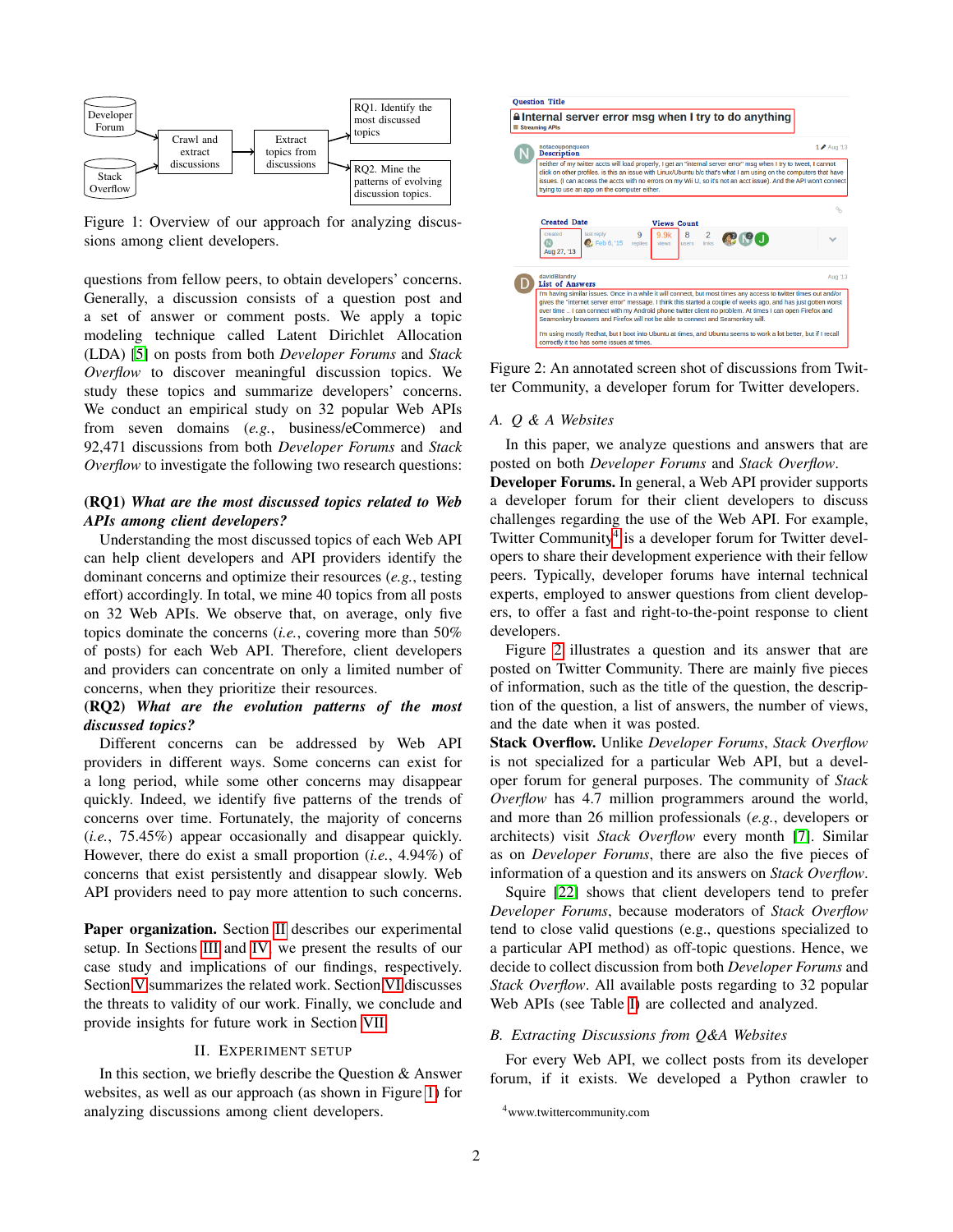Figure 1: Overview of our approach for analyzing discussions among client developers.

questions from fellow peers, to obtain developers' concerns. Generally, a discussion consists of a question post and a set of answer or comment posts. We apply a topic modeling technique called Latent Dirichlet Allocation (LDA) [5] on posts from both *Developer Forums* and *Stack Overflow* to discover meaningful discussion topics. We study these topics and summarize developers' concerns. We conduct an empirical study on 32 popular Web APIs from seven domains (*e.g.*, business/eCommerce) and 92,471 discussions from both *Developer Forums* and *Stack Overflow* to investigate the following two research questions:

**(RQ1)** ***What are the most discussed topics related to Web APIs among client developers?***

Understanding the most discussed topics of each Web API can help client developers and API providers identify the dominant concerns and optimize their resources (*e.g.*, testing effort) accordingly. In total, we mine 40 topics from all posts on 32 Web APIs. We observe that, on average, only five topics dominate the concerns (*i.e.*, covering more than 50% of posts) for each Web API. Therefore, client developers and providers can concentrate on only a limited number of concerns, when they prioritize their resources.

**(RQ2)** ***What are the evolution patterns of the most discussed topics?***

Different concerns can be addressed by Web API providers in different ways. Some concerns can exist for a long period, while some other concerns may disappear quickly. Indeed, we identify five patterns of the trends of concerns over time. Fortunately, the majority of concerns (*i.e.*, 75.45%) appear occasionally and disappear quickly. However, there do exist a small proportion (*i.e.*, 4.94%) of concerns that exist persistently and disappear slowly. Web API providers need to pay more attention to such concerns.

**Paper organization.** Section II describes our experimental setup. In Sections III and IV, we present the results of our case study and implications of our findings, respectively. Section V summarizes the related work. Section VI discusses the threats to validity of our work. Finally, we conclude and provide insights for future work in Section VII.

## II. Experiment Setup

In this section, we briefly describe the Question & Answer websites, as well as our approach (as shown in Figure 1) for analyzing discussions among client developers.

Figure 2: An annotated screen shot of discussions from Twitter Community, a developer forum for Twitter developers.

### A. Q & A Websites

In this paper, we analyze questions and answers that are posted on both *Developer Forums* and *Stack Overflow*.

**Developer Forums.** In general, a Web API provider supports a developer forum for their client developers to discuss challenges regarding the use of the Web API. For example, Twitter Community[4] is a developer forum for Twitter developers to share their development experience with their fellow peers. Typically, developer forums have internal technical experts, employed to answer questions from client developers, to offer a fast and right-to-the-point response to client developers.

Figure 2 illustrates a question and its answer that are posted on Twitter Community. There are mainly five pieces of information, such as the title of the question, the description of the question, a list of answers, the number of views, and the date when it was posted.

**Stack Overflow.** Unlike *Developer Forums*, *Stack Overflow* is not specialized for a particular Web API, but a developer forum for general purposes. The community of *Stack Overflow* has 4.7 million programmers around the world, and more than 26 million professionals (*e.g.*, developers or architects) visit *Stack Overflow* every month [7]. Similar as on *Developer Forums*, there are also the five pieces of information of a question and its answers on *Stack Overflow*.

Squire [22] shows that client developers tend to prefer *Developer Forums*, because moderators of *Stack Overflow* tend to close valid questions (e.g., questions specialized to a particular API method) as off-topic questions. Hence, we decide to collect discussion from both *Developer Forums* and *Stack Overflow*. All available posts regarding to 32 popular Web APIs (see Table I) are collected and analyzed.

### B. Extracting Discussions from Q&A Websites

For every Web API, we collect posts from its developer forum, if it exists. We developed a Python crawler to

[4] www.twittercommunity.com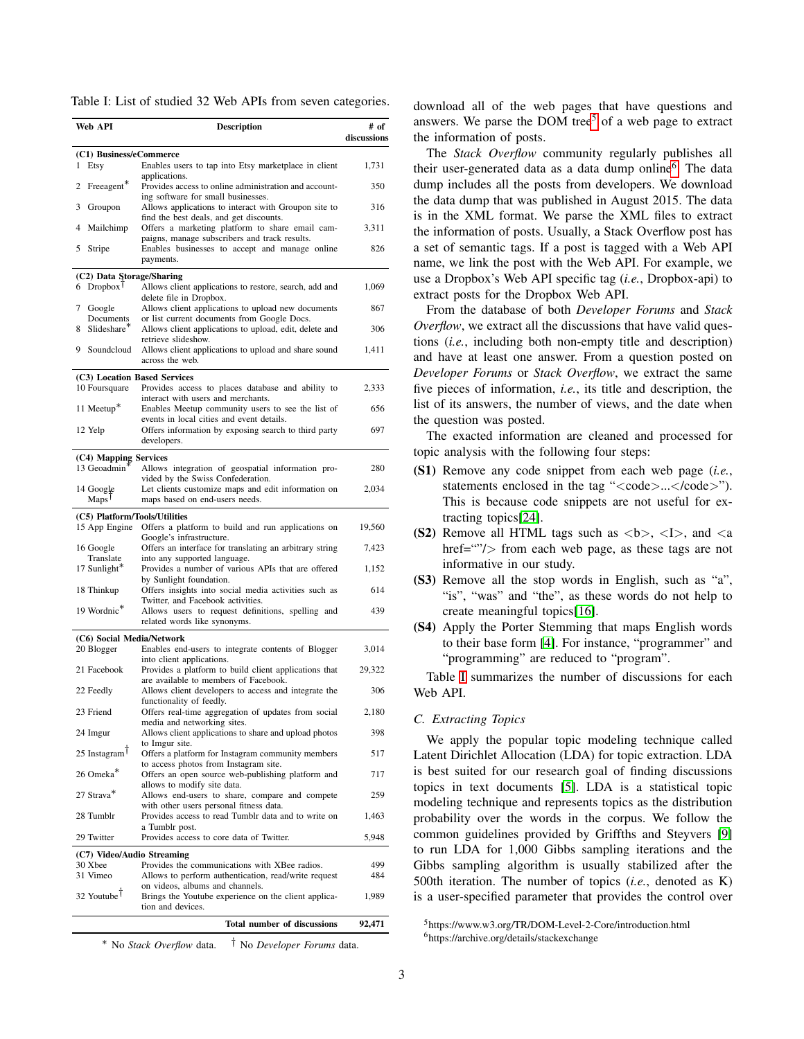Table I: List of studied 32 Web APIs from seven categories.

| Web API | Description | # of discussions |
|---|---|---|
| **(C1) Business/eCommerce** | | |
| 1 Etsy | Enables users to tap into Etsy marketplace in client applications. | 1,731 |
| 2 Freeagent* | Provides access to online administration and accounting software for small businesses. | 350 |
| 3 Groupon | Allows applications to interact with Groupon site to find the best deals, and get discounts. | 316 |
| 4 Mailchimp | Offers a marketing platform to share email campaigns, manage subscribers and track results. | 3,311 |
| 5 Stripe | Enables businesses to accept and manage online payments. | 826 |
| **(C2) Data Storage/Sharing** | | |
| 6 Dropbox† | Allows client applications to restore, search, add and delete file in Dropbox. | 1,069 |
| 7 Google Documents | Allows client applications to upload new documents or list current documents from Google Docs. | 867 |
| 8 Slideshare* | Allows client applications to upload, edit, delete and retrieve slideshow. | 306 |
| 9 Soundcloud | Allows client applications to upload and share sound across the web. | 1,411 |
| **(C3) Location Based Services** | | |
| 10 Foursquare | Provides access to places database and ability to interact with users and merchants. | 2,333 |
| 11 Meetup* | Enables Meetup community users to see the list of events in local cities and event details. | 656 |
| 12 Yelp | Offers information by exposing search to third party developers. | 697 |
| **(C4) Mapping Services** | | |
| 13 Geoadmin* | Allows integration of geospatial information provided by the Swiss Confederation. | 280 |
| 14 Google Maps† | Let clients customize maps and edit information on maps based on end-users needs. | 2,034 |
| **(C5) Platform/Tools/Utilities** | | |
| 15 App Engine | Offers a platform to build and run applications on Google's infrastructure. | 19,560 |
| 16 Google Translate | Offers an interface for translating an arbitrary string into any supported language. | 7,423 |
| 17 Sunlight* | Provides a number of various APIs that are offered by Sunlight foundation. | 1,152 |
| 18 Thinkup | Offers insights into social media activities such as Twitter, and Facebook activities. | 614 |
| 19 Wordnic* | Allows users to request definitions, spelling and related words like synonyms. | 439 |
| **(C6) Social Media/Network** | | |
| 20 Blogger | Enables end-users to integrate contents of Blogger into client applications. | 3,014 |
| 21 Facebook | Provides a platform to build client applications that are available to members of Facebook. | 29,322 |
| 22 Feedly | Allows client developers to access and integrate the functionality of feedly. | 306 |
| 23 Friend | Offers real-time aggregation of updates from social media and networking sites. | 2,180 |
| 24 Imgur | Allows client applications to share and upload photos to Imgur site. | 398 |
| 25 Instagram† | Offers a platform for Instagram community members to access photos from Instagram site. | 517 |
| 26 Omeka* | Offers an open source web-publishing platform and allows to modify site data. | 717 |
| 27 Strava* | Allows end-users to share, compare and compete with other users personal fitness data. | 259 |
| 28 Tumblr | Provides access to read Tumblr data and to write on a Tumblr post. | 1,463 |
| 29 Twitter | Provides access to core data of Twitter. | 5,948 |
| **(C7) Video/Audio Streaming** | | |
| 30 Xbee | Provides the communications with XBee radios. | 499 |
| 31 Vimeo | Allows to perform authentication, read/write request on videos, albums and channels. | 484 |
| 32 Youtube† | Brings the Youtube experience on the client application and devices. | 1,989 |
| | **Total number of discussions** | **92,471** |

* No *Stack Overflow* data. † No *Developer Forums* data.

download all of the web pages that have questions and answers. We parse the DOM tree[5] of a web page to extract the information of posts.

The *Stack Overflow* community regularly publishes all their user-generated data as a data dump online[6]. The data dump includes all the posts from developers. We download the data dump that was published in August 2015. The data is in the XML format. We parse the XML files to extract the information of posts. Usually, a Stack Overflow post has a set of semantic tags. If a post is tagged with a Web API name, we link the post with the Web API. For example, we use a Dropbox's Web API specific tag (*i.e.*, Dropbox-api) to extract posts for the Dropbox Web API.

From the database of both *Developer Forums* and *Stack Overflow*, we extract all the discussions that have valid questions (*i.e.*, including both non-empty title and description) and have at least one answer. From a question posted on *Developer Forums* or *Stack Overflow*, we extract the same five pieces of information, *i.e.*, its title and description, the list of its answers, the number of views, and the date when the question was posted.

The exacted information are cleaned and processed for topic analysis with the following four steps:

- **(S1)** Remove any code snippet from each web page (*i.e.*, statements enclosed in the tag "<code>...</code>"). This is because code snippets are not useful for extracting topics[24].
- **(S2)** Remove all HTML tags such as <b>, <I>, and <a href=""/> from each web page, as these tags are not informative in our study.
- **(S3)** Remove all the stop words in English, such as "a", "is", "was" and "the", as these words do not help to create meaningful topics[16].
- **(S4)** Apply the Porter Stemming that maps English words to their base form [4]. For instance, "programmer" and "programming" are reduced to "program".

Table I summarizes the number of discussions for each Web API.

### C. Extracting Topics

We apply the popular topic modeling technique called Latent Dirichlet Allocation (LDA) for topic extraction. LDA is best suited for our research goal of finding discussions topics in text documents [5]. LDA is a statistical topic modeling technique and represents topics as the distribution probability over the words in the corpus. We follow the common guidelines provided by Griffths and Steyvers [9] to run LDA for 1,000 Gibbs sampling iterations and the Gibbs sampling algorithm is usually stabilized after the 500th iteration. The number of topics (*i.e.*, denoted as K) is a user-specified parameter that provides the control over

[5] https://www.w3.org/TR/DOM-Level-2-Core/introduction.html

[6] https://archive.org/details/stackexchange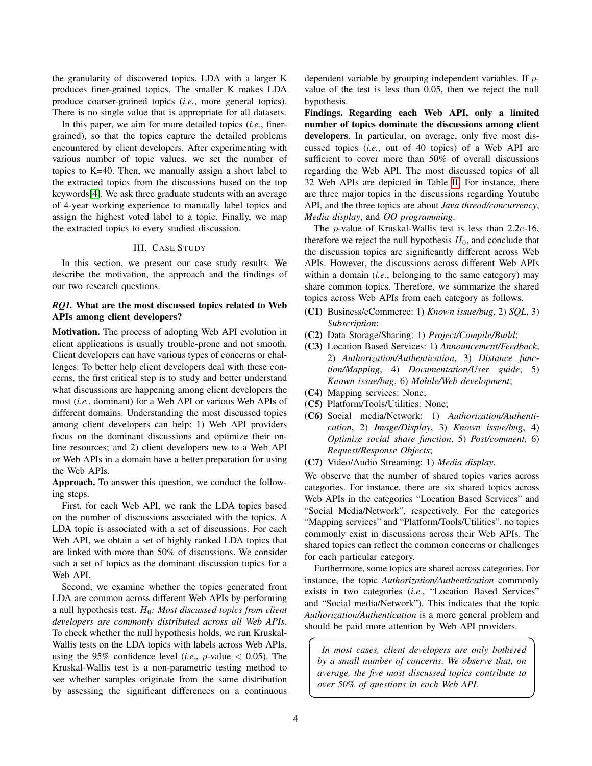the granularity of discovered topics. LDA with a larger K produces finer-grained topics. The smaller K makes LDA produce coarser-grained topics (*i.e.*, more general topics). There is no single value that is appropriate for all datasets.

In this paper, we aim for more detailed topics (*i.e.*, finer-grained), so that the topics capture the detailed problems encountered by client developers. After experimenting with various number of topic values, we set the number of topics to K=40. Then, we manually assign a short label to the extracted topics from the discussions based on the top keywords[4]. We ask three graduate students with an average of 4-year working experience to manually label topics and assign the highest voted label to a topic. Finally, we map the extracted topics to every studied discussion.

## III. Case Study

In this section, we present our case study results. We describe the motivation, the approach and the findings of our two research questions.

### *RQ1.* What are the most discussed topics related to Web APIs among client developers?

**Motivation.** The process of adopting Web API evolution in client applications is usually trouble-prone and not smooth. Client developers can have various types of concerns or challenges. To better help client developers deal with these concerns, the first critical step is to study and better understand what discussions are happening among client developers the most (*i.e.*, dominant) for a Web API or various Web APIs of different domains. Understanding the most discussed topics among client developers can help: 1) Web API providers focus on the dominant discussions and optimize their online resources; and 2) client developers new to a Web API or Web APIs in a domain have a better preparation for using the Web APIs.

**Approach.** To answer this question, we conduct the following steps.

First, for each Web API, we rank the LDA topics based on the number of discussions associated with the topics. A LDA topic is associated with a set of discussions. For each Web API, we obtain a set of highly ranked LDA topics that are linked with more than 50% of discussions. We consider such a set of topics as the dominant discussion topics for a Web API.

Second, we examine whether the topics generated from LDA are common across different Web APIs by performing a null hypothesis test. $H_0$*: Most discussed topics from client developers are commonly distributed across all Web APIs*. To check whether the null hypothesis holds, we run Kruskal-Wallis tests on the LDA topics with labels across Web APIs, using the 95% confidence level (*i.e.*, $p$-value $< 0.05$). The Kruskal-Wallis test is a non-parametric testing method to see whether samples originate from the same distribution by assessing the significant differences on a continuous dependent variable by grouping independent variables. If $p$-value of the test is less than 0.05, then we reject the null hypothesis.

**Findings. Regarding each Web API, only a limited number of topics dominate the discussions among client developers**. In particular, on average, only five most discussed topics (*i.e.*, out of 40 topics) of a Web API are sufficient to cover more than 50% of overall discussions regarding the Web API. The most discussed topics of all 32 Web APIs are depicted in Table II. For instance, there are three major topics in the discussions regarding Youtube API, and the three topics are about *Java thread/concurrency*, *Media display*, and *OO programming*.

The $p$-value of Kruskal-Wallis test is less than $2.2e$-16, therefore we reject the null hypothesis $H_0$, and conclude that the discussion topics are significantly different across Web APIs. However, the discussions across different Web APIs within a domain (*i.e.*, belonging to the same category) may share common topics. Therefore, we summarize the shared topics across Web APIs from each category as follows.

- **(C1)** Business/eCommerce: 1) *Known issue/bug*, 2) *SQL*, 3) *Subscription*;
- **(C2)** Data Storage/Sharing: 1) *Project/Compile/Build*;
- **(C3)** Location Based Services: 1) *Announcement/Feedback*, 2) *Authorization/Authentication*, 3) *Distance function/Mapping*, 4) *Documentation/User guide*, 5) *Known issue/bug*, 6) *Mobile/Web development*;
- **(C4)** Mapping services: None;
- **(C5)** Platform/Tools/Utilities: None;
- **(C6)** Social media/Network: 1) *Authorization/Authentication*, 2) *Image/Display*, 3) *Known issue/bug*, 4) *Optimize social share function*, 5) *Post/comment*, 6) *Request/Response Objects*;
- **(C7)** Video/Audio Streaming: 1) *Media display*.

We observe that the number of shared topics varies across categories. For instance, there are six shared topics across Web APIs in the categories "Location Based Services" and "Social Media/Network", respectively. For the categories "Mapping services" and "Platform/Tools/Utilities", no topics commonly exist in discussions across their Web APIs. The shared topics can reflect the common concerns or challenges for each particular category.

Furthermore, some topics are shared across categories. For instance, the topic *Authorization/Authentication* commonly exists in two categories (*i.e.*, "Location Based Services" and "Social media/Network"). This indicates that the topic *Authorization/Authentication* is a more general problem and should be paid more attention by Web API providers.

> *In most cases, client developers are only bothered by a small number of concerns. We observe that, on average, the five most discussed topics contribute to over 50% of questions in each Web API.*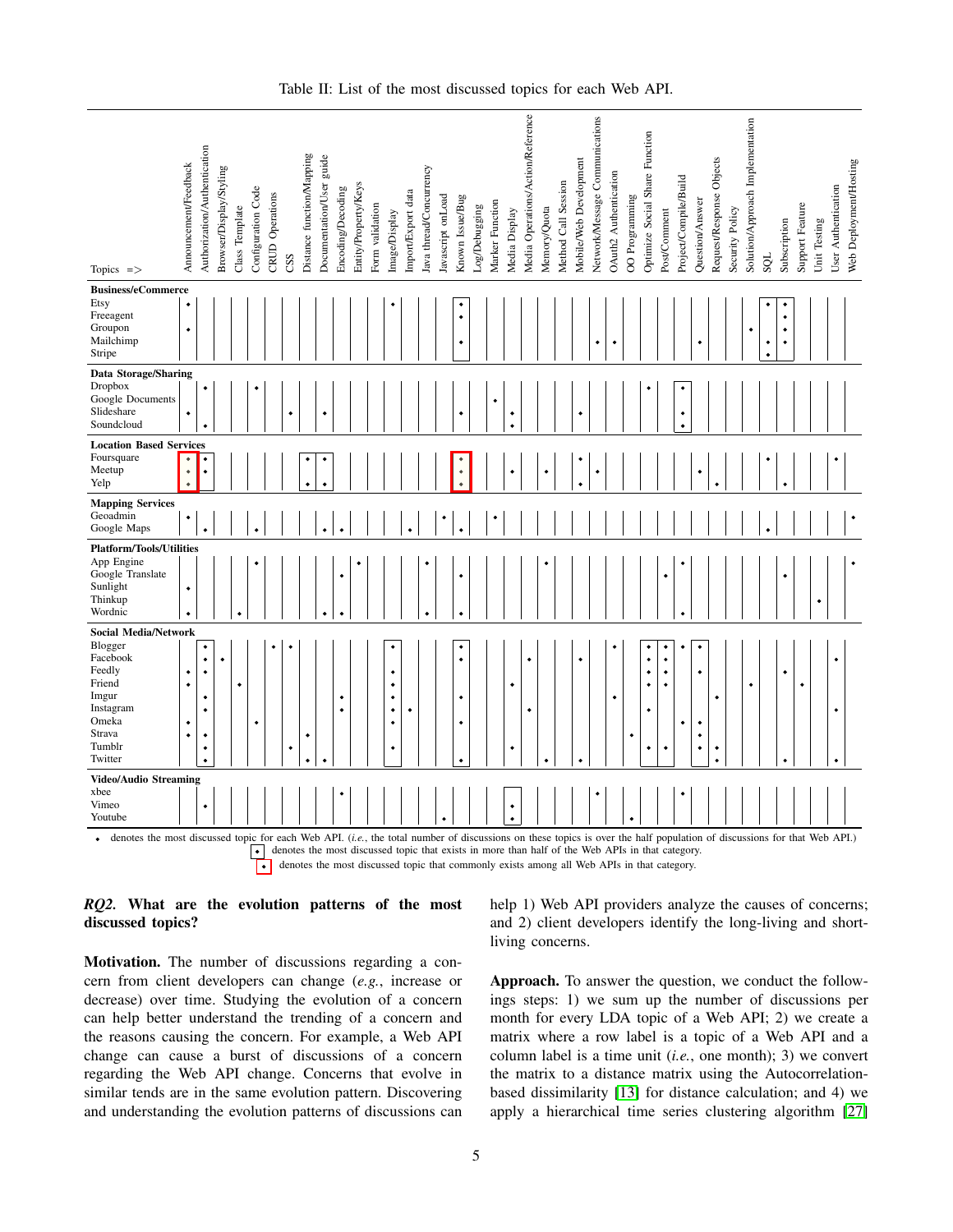Table II: List of the most discussed topics for each Web API.

| Topics => | Announcement/Feedback | Authorization/Authentication | Browser/Display/Styling | Class Template | Configuration Code | CRUD Operations | CSS | Distance function/Mapping | Documentation/User guide | Encoding/Decoding | Entity/Property/Keys | Form validation | Image/Display | Import/Export data | Java thread/Concurrency | Javascript onLoad | Known Issue/Bug | Log/Debugging | Marker Function | Media Display | Media Operations/Action/Reference | Memory/Quota | Method Call Session | Mobile/Web Development | Network/Message Communications | OAuth2 Authentication | OO Programming | Optimize Social Share Function | Post/Comment | Project/Compile/Build | Question/Answer | Request/Response Objects | Security Policy | Solution/Approach Implementation | SQL | Subscription | Support Feature | Unit Testing | User Authentication | Web Deployment/Hosting |
|---|---|---|---|---|---|---|---|---|---|---|---|---|---|---|---|---|---|---|---|---|---|---|---|---|---|---|---|---|---|---|---|---|---|---|---|---|---|---|---|---|
| **Business/eCommerce** | | | | | | | | | | | | | | | | | | | | | | | | | | | | | | | | | | | | | | | | |
| Etsy | • | | | | | | | | | | | | • | | | | • | | | | | | | | | | | | | | | | | | • | • | | | | |
| Freeagent | | | | | | | | | | | | | | | | | • | | | | | | | | | | | | | | | | | | | • | | | | |
| Groupon | • | | | | | | | | | | | | | | | | | | | | | | | | | | | | | | | | | • | | • | | | | |
| Mailchimp | | | | | | | | | | | | | | | | | • | | | | | | | | • | • | | | | | • | | | | • | • | | | | |
| Stripe | | | | | | | | | | | | | | | | | | | | | | | | | | | | | | | | | | | • | | | | | |
| **Data Storage/Sharing** | | | | | | | | | | | | | | | | | | | | | | | | | | | | | | | | | | | | | | | | |
| Dropbox | | • | | | • | | | | | | | | | | | | | | | | | | | | | | | • | | • | | | | | | | | | | |
| Google Documents | | | | | | | | | | | | | | | | | | | • | | | | | | | | | | | | | | | | | | | | | |
| Slideshare | • | | | | | | • | | • | | | | | | | | • | | | • | | | | • | | | | | | • | | | | | | | | | | |
| Soundcloud | | • | | | | | | | | | | | | | | | | | | • | | | | | | | | | | • | | | | | | | | | | |
| **Location Based Services** | | | | | | | | | | | | | | | | | | | | | | | | | | | | | | | | | | | | | | | | |
| Foursquare | • | • | | | | | | • | • | | | | | | | | • | | | | | | | • | | | | | | | | | | | • | | | | • | |
| Meetup | • | • | | | | | | | | | | | | | | | • | | | • | | • | | | • | | | | | | • | | | | | | | | | |
| Yelp | • | | | | | | | • | • | | | | | | | | • | | | | | | | • | | | | | | | | • | | | | • | | | | |
| **Mapping Services** | | | | | | | | | | | | | | | | | | | | | | | | | | | | | | | | | | | | | | | | |
| Geoadmin | • | | | | | | | | | | | | | | | • | | | • | | | | | | | | | | | | | | | | | | | | | • |
| Google Maps | | • | | | • | | | | • | • | | | | • | | | • | | | | | | | | | | | | | | | | | | • | | | | | |
| **Platform/Tools/Utilities** | | | | | | | | | | | | | | | | | | | | | | | | | | | | | | | | | | | | | | | | |
| App Engine | | | | | • | | | | | | • | | | | • | | | | | | | • | | | | | | | | • | | | | | | | | | | • |
| Google Translate | | | | | | | | | | • | | | | | | | • | | | | | | | | | | | | • | | | | | | | • | | | | |
| Sunlight | • | | | | | | | | | | | | | | | | | | | | | | | | | | | | | | | | | | | | | | | |
| Thinkup | | | | | | | | | | | | | | | | | | | | | | | | | | | | | | | | | | | | | | • | | |
| Wordnic | • | | | • | | | | | • | • | | | | | • | | • | | | | | | | | | | | | | • | | | | | | | | | | |
| **Social Media/Network** | | | | | | | | | | | | | | | | | | | | | | | | | | | | | | | | | | | | | | | | |
| Blogger | | • | | | | • | • | | | | | | • | | | | • | | | | | | | | | • | | • | • | • | • | | | | | | | | | |
| Facebook | | • | • | | | | | | | | | | | | | | • | | | | • | | | • | | | | • | • | | | | | | | | | | • | |
| Feedly | • | • | | | | | | | | | | | • | | | | | | | | | | | | | | | • | • | | • | | | | | • | | | • | |
| Friend | • | | | • | | | | | | | | | • | | | | | | | • | | | | | | | | • | • | | | | | • | | | • | | | |
| Imgur | | • | | | | | | | | • | | | • | | | | • | | | | | | | | | • | | | | | | • | | | | | | | | |
| Instagram | | • | | | | | | | | • | | | • | • | | | | | | | • | | | | | | | • | | | | | | | | | | | • | |
| Omeka | • | | | | • | | | | | | | | • | | | | • | | | | | | | | | | | | | • | • | | | | | | | | | |
| Strava | • | • | | | | | | • | | | | | | | | | | | | | | | | | | | • | | | | • | | | | | | | | | |
| Tumblr | | • | | | | | • | | | | | | • | | | | | | | • | | | | | | | | • | • | | • | • | | | | | | | | |
| Twitter | | • | | | | | | • | • | | | | | | | | • | | | | | • | | • | | | | | | | | • | | | | • | | | • | |
| **Video/Audio Streaming** | | | | | | | | | | | | | | | | | | | | | | | | | | | | | | | | | | | | | | | | |
| xbee | | | | | | | | | | • | | | | | | | | | | | | | | | • | | | | | • | | | | | | | | | | |
| Vimeo | | • | | | | | | | | | | | | | | | | | | • | | | | | | | | | | | | | | | | | | | | |
| Youtube | | | | | | | | | | | | | | | | • | | | | • | | | | | | | • | | | | | | | | | | | | | |

• denotes the most discussed topic for each Web API. (*i.e.*, the total number of discussions on these topics is over the half population of discussions for that Web API.)
[•] denotes the most discussed topic that exists in more than half of the Web APIs in that category.
[•] (red box) denotes the most discussed topic that commonly exists among all Web APIs in that category.

***RQ2.* What are the evolution patterns of the most discussed topics?**

**Motivation.** The number of discussions regarding a concern from client developers can change (*e.g.*, increase or decrease) over time. Studying the evolution of a concern can help better understand the trending of a concern and the reasons causing the concern. For example, a Web API change can cause a burst of discussions of a concern regarding the Web API change. Concerns that evolve in similar tends are in the same evolution pattern. Discovering and understanding the evolution patterns of discussions can help 1) Web API providers analyze the causes of concerns; and 2) client developers identify the long-living and short-living concerns.

**Approach.** To answer the question, we conduct the followings steps: 1) we sum up the number of discussions per month for every LDA topic of a Web API; 2) we create a matrix where a row label is a topic of a Web API and a column label is a time unit (*i.e.*, one month); 3) we convert the matrix to a distance matrix using the Autocorrelation-based dissimilarity [13] for distance calculation; and 4) we apply a hierarchical time series clustering algorithm [27]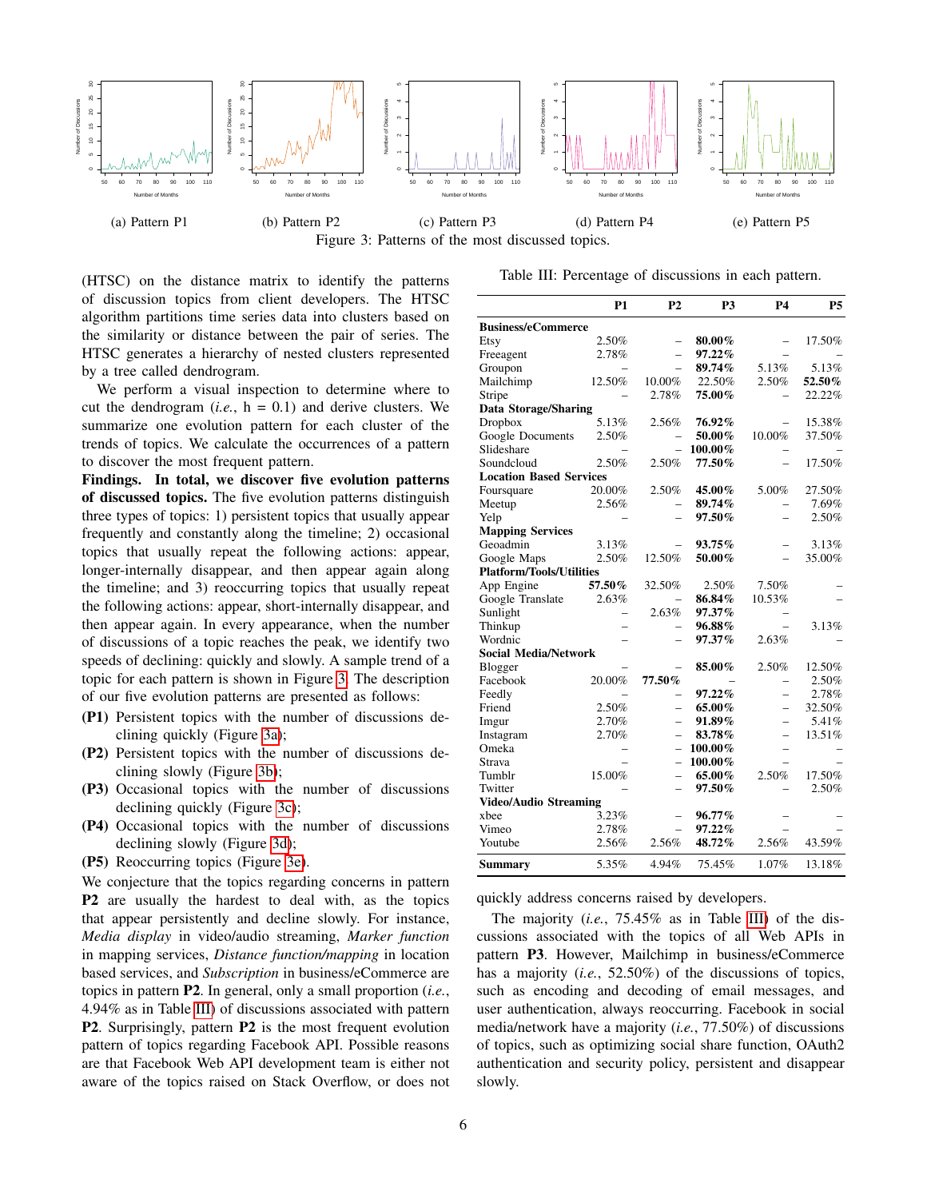(a) Pattern P1 (b) Pattern P2 (c) Pattern P3 (d) Pattern P4 (e) Pattern P5

Figure 3: Patterns of the most discussed topics.

(HTSC) on the distance matrix to identify the patterns of discussion topics from client developers. The HTSC algorithm partitions time series data into clusters based on the similarity or distance between the pair of series. The HTSC generates a hierarchy of nested clusters represented by a tree called dendrogram.

We perform a visual inspection to determine where to cut the dendrogram (*i.e.*, h = 0.1) and derive clusters. We summarize one evolution pattern for each cluster of the trends of topics. We calculate the occurrences of a pattern to discover the most frequent pattern.

**Findings. In total, we discover five evolution patterns of discussed topics.** The five evolution patterns distinguish three types of topics: 1) persistent topics that usually appear frequently and constantly along the timeline; 2) occasional topics that usually repeat the following actions: appear, longer-internally disappear, and then appear again along the timeline; and 3) reoccurring topics that usually repeat the following actions: appear, short-internally disappear, and then appear again. In every appearance, when the number of discussions of a topic reaches the peak, we identify two speeds of declining: quickly and slowly. A sample trend of a topic for each pattern is shown in Figure 3. The description of our five evolution patterns are presented as follows:

- **(P1)** Persistent topics with the number of discussions declining quickly (Figure 3a);
- **(P2)** Persistent topics with the number of discussions declining slowly (Figure 3b);
- **(P3)** Occasional topics with the number of discussions declining quickly (Figure 3c);
- **(P4)** Occasional topics with the number of discussions declining slowly (Figure 3d);
- **(P5)** Reoccurring topics (Figure 3e).

We conjecture that the topics regarding concerns in pattern **P2** are usually the hardest to deal with, as the topics that appear persistently and decline slowly. For instance, *Media display* in video/audio streaming, *Marker function* in mapping services, *Distance function/mapping* in location based services, and *Subscription* in business/eCommerce are topics in pattern **P2**. In general, only a small proportion (*i.e.*, 4.94% as in Table III) of discussions associated with pattern **P2**. Surprisingly, pattern **P2** is the most frequent evolution pattern of topics regarding Facebook API. Possible reasons are that Facebook Web API development team is either not aware of the topics raised on Stack Overflow, or does not quickly address concerns raised by developers.

Table III: Percentage of discussions in each pattern.

| | P1 | P2 | P3 | P4 | P5 |
|---|---|---|---|---|---|
| **Business/eCommerce** | | | | | |
| Etsy | 2.50% | – | **80.00%** | – | 17.50% |
| Freeagent | 2.78% | – | **97.22%** | – | – |
| Groupon | – | – | **89.74%** | 5.13% | 5.13% |
| Mailchimp | 12.50% | 10.00% | 22.50% | 2.50% | **52.50%** |
| Stripe | – | 2.78% | **75.00%** | – | 22.22% |
| **Data Storage/Sharing** | | | | | |
| Dropbox | 5.13% | 2.56% | **76.92%** | – | 15.38% |
| Google Documents | 2.50% | – | **50.00%** | 10.00% | 37.50% |
| Slideshare | – | – | **100.00%** | – | – |
| Soundcloud | 2.50% | 2.50% | **77.50%** | – | 17.50% |
| **Location Based Services** | | | | | |
| Foursquare | 20.00% | 2.50% | **45.00%** | 5.00% | 27.50% |
| Meetup | 2.56% | – | **89.74%** | – | 7.69% |
| Yelp | – | – | **97.50%** | – | 2.50% |
| **Mapping Services** | | | | | |
| Geoadmin | 3.13% | – | **93.75%** | – | 3.13% |
| Google Maps | 2.50% | 12.50% | **50.00%** | – | 35.00% |
| **Platform/Tools/Utilities** | | | | | |
| App Engine | **57.50%** | 32.50% | 2.50% | 7.50% | – |
| Google Translate | 2.63% | – | **86.84%** | 10.53% | – |
| Sunlight | – | 2.63% | **97.37%** | – | – |
| Thinkup | – | – | **96.88%** | – | 3.13% |
| Wordnic | – | – | **97.37%** | 2.63% | – |
| **Social Media/Network** | | | | | |
| Blogger | – | – | **85.00%** | 2.50% | 12.50% |
| Facebook | 20.00% | **77.50%** | – | – | 2.50% |
| Feedly | – | – | **97.22%** | – | 2.78% |
| Friend | 2.50% | – | **65.00%** | – | 32.50% |
| Imgur | 2.70% | – | **91.89%** | – | 5.41% |
| Instagram | 2.70% | – | **83.78%** | – | 13.51% |
| Omeka | – | – | **100.00%** | – | – |
| Strava | – | – | **100.00%** | – | – |
| Tumblr | 15.00% | – | **65.00%** | 2.50% | 17.50% |
| Twitter | – | – | **97.50%** | – | 2.50% |
| **Video/Audio Streaming** | | | | | |
| xbee | 3.23% | – | **96.77%** | – | – |
| Vimeo | 2.78% | – | **97.22%** | – | – |
| Youtube | 2.56% | 2.56% | **48.72%** | 2.56% | 43.59% |
| **Summary** | 5.35% | 4.94% | 75.45% | 1.07% | 13.18% |

The majority (*i.e.*, 75.45% as in Table III) of the discussions associated with the topics of all Web APIs in pattern **P3**. However, Mailchimp in business/eCommerce has a majority (*i.e.*, 52.50%) of the discussions of topics, such as encoding and decoding of email messages, and user authentication, always reoccurring. Facebook in social media/network have a majority (*i.e.*, 77.50%) of discussions of topics, such as optimizing social share function, OAuth2 authentication and security policy, persistent and disappear slowly.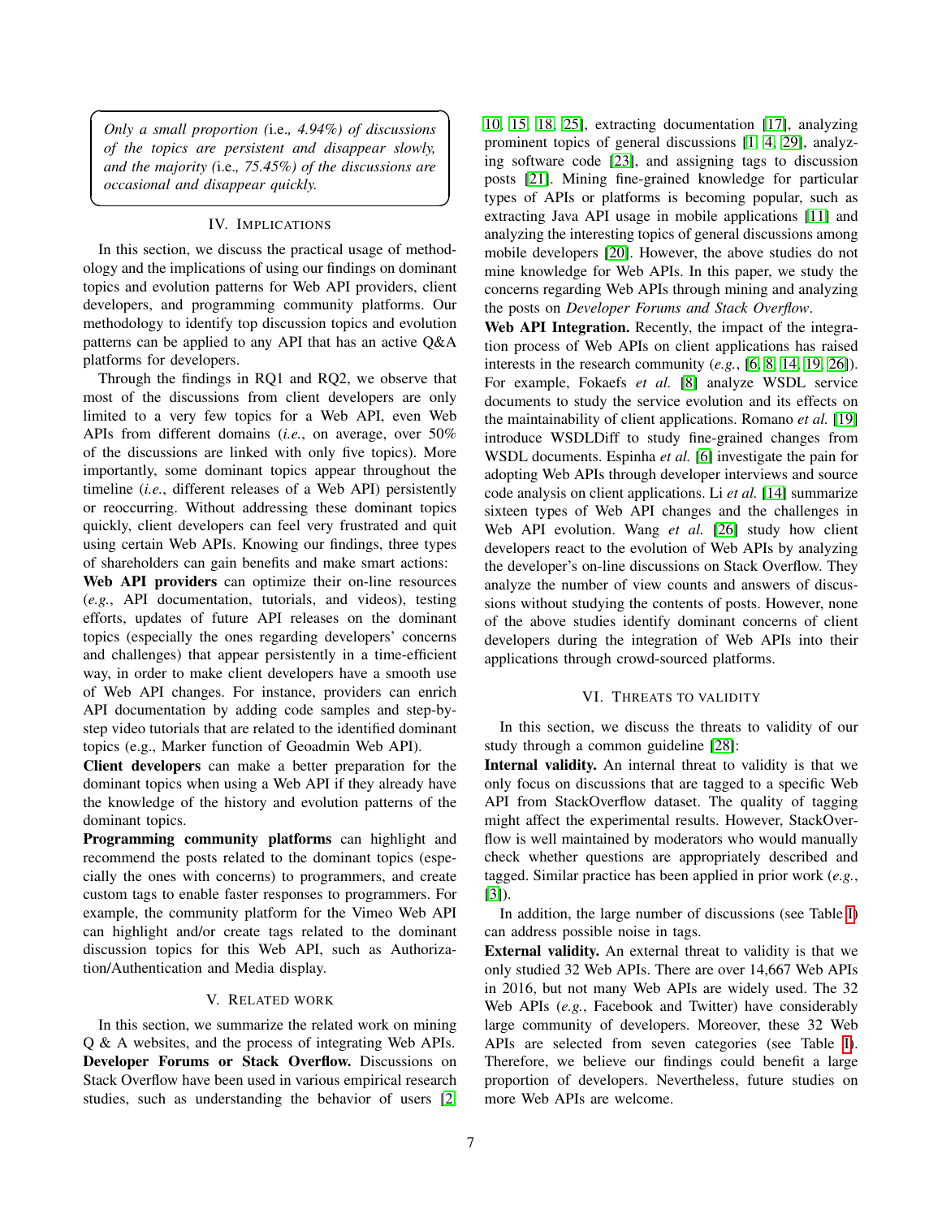*Only a small proportion (*i.e.*, 4.94%) of discussions of the topics are persistent and disappear slowly, and the majority (*i.e.*, 75.45%) of the discussions are occasional and disappear quickly.*

## IV. IMPLICATIONS

In this section, we discuss the practical usage of methodology and the implications of using our findings on dominant topics and evolution patterns for Web API providers, client developers, and programming community platforms. Our methodology to identify top discussion topics and evolution patterns can be applied to any API that has an active Q&A platforms for developers.

Through the findings in RQ1 and RQ2, we observe that most of the discussions from client developers are only limited to a very few topics for a Web API, even Web APIs from different domains (*i.e.*, on average, over 50% of the discussions are linked with only five topics). More importantly, some dominant topics appear throughout the timeline (*i.e.*, different releases of a Web API) persistently or reoccurring. Without addressing these dominant topics quickly, client developers can feel very frustrated and quit using certain Web APIs. Knowing our findings, three types of shareholders can gain benefits and make smart actions:

**Web API providers** can optimize their on-line resources (*e.g.*, API documentation, tutorials, and videos), testing efforts, updates of future API releases on the dominant topics (especially the ones regarding developers' concerns and challenges) that appear persistently in a time-efficient way, in order to make client developers have a smooth use of Web API changes. For instance, providers can enrich API documentation by adding code samples and step-by-step video tutorials that are related to the identified dominant topics (e.g., Marker function of Geoadmin Web API).

**Client developers** can make a better preparation for the dominant topics when using a Web API if they already have the knowledge of the history and evolution patterns of the dominant topics.

**Programming community platforms** can highlight and recommend the posts related to the dominant topics (especially the ones with concerns) to programmers, and create custom tags to enable faster responses to programmers. For example, the community platform for the Vimeo Web API can highlight and/or create tags related to the dominant discussion topics for this Web API, such as Authorization/Authentication and Media display.

## V. RELATED WORK

In this section, we summarize the related work on mining Q & A websites, and the process of integrating Web APIs.

**Developer Forums or Stack Overflow.** Discussions on Stack Overflow have been used in various empirical research studies, such as understanding the behavior of users [2, 10, 15, 18, 25], extracting documentation [17], analyzing prominent topics of general discussions [1, 4, 29], analyzing software code [23], and assigning tags to discussion posts [21]. Mining fine-grained knowledge for particular types of APIs or platforms is becoming popular, such as extracting Java API usage in mobile applications [11] and analyzing the interesting topics of general discussions among mobile developers [20]. However, the above studies do not mine knowledge for Web APIs. In this paper, we study the concerns regarding Web APIs through mining and analyzing the posts on *Developer Forums and Stack Overflow*.

**Web API Integration.** Recently, the impact of the integration process of Web APIs on client applications has raised interests in the research community (*e.g.*, [6, 8, 14, 19, 26]). For example, Fokaefs *et al.* [8] analyze WSDL service documents to study the service evolution and its effects on the maintainability of client applications. Romano *et al.* [19] introduce WSDLDiff to study fine-grained changes from WSDL documents. Espinha *et al.* [6] investigate the pain for adopting Web APIs through developer interviews and source code analysis on client applications. Li *et al.* [14] summarize sixteen types of Web API changes and the challenges in Web API evolution. Wang *et al.* [26] study how client developers react to the evolution of Web APIs by analyzing the developer's on-line discussions on Stack Overflow. They analyze the number of view counts and answers of discussions without studying the contents of posts. However, none of the above studies identify dominant concerns of client developers during the integration of Web APIs into their applications through crowd-sourced platforms.

## VI. THREATS TO VALIDITY

In this section, we discuss the threats to validity of our study through a common guideline [28]:

**Internal validity.** An internal threat to validity is that we only focus on discussions that are tagged to a specific Web API from StackOverflow dataset. The quality of tagging might affect the experimental results. However, StackOverflow is well maintained by moderators who would manually check whether questions are appropriately described and tagged. Similar practice has been applied in prior work (*e.g.*, [3]).

In addition, the large number of discussions (see Table I) can address possible noise in tags.

**External validity.** An external threat to validity is that we only studied 32 Web APIs. There are over 14,667 Web APIs in 2016, but not many Web APIs are widely used. The 32 Web APIs (*e.g.*, Facebook and Twitter) have considerably large community of developers. Moreover, these 32 Web APIs are selected from seven categories (see Table I). Therefore, we believe our findings could benefit a large proportion of developers. Nevertheless, future studies on more Web APIs are welcome.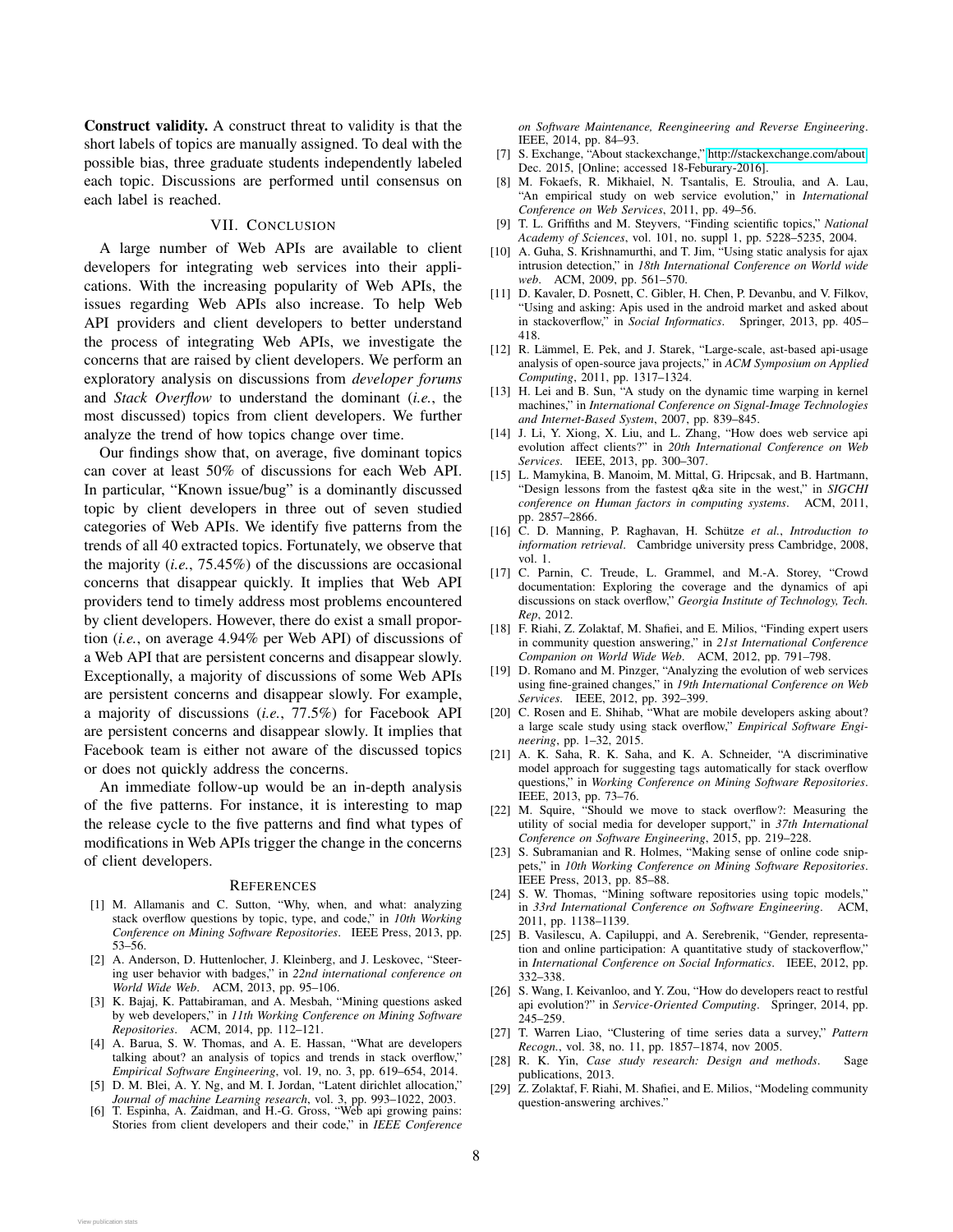**Construct validity.** A construct threat to validity is that the short labels of topics are manually assigned. To deal with the possible bias, three graduate students independently labeled each topic. Discussions are performed until consensus on each label is reached.

## VII. Conclusion

A large number of Web APIs are available to client developers for integrating web services into their applications. With the increasing popularity of Web APIs, the issues regarding Web APIs also increase. To help Web API providers and client developers to better understand the process of integrating Web APIs, we investigate the concerns that are raised by client developers. We perform an exploratory analysis on discussions from *developer forums* and *Stack Overflow* to understand the dominant (*i.e.*, the most discussed) topics from client developers. We further analyze the trend of how topics change over time.

Our findings show that, on average, five dominant topics can cover at least 50% of discussions for each Web API. In particular, "Known issue/bug" is a dominantly discussed topic by client developers in three out of seven studied categories of Web APIs. We identify five patterns from the trends of all 40 extracted topics. Fortunately, we observe that the majority (*i.e.*, 75.45%) of the discussions are occasional concerns that disappear quickly. It implies that Web API providers tend to timely address most problems encountered by client developers. However, there do exist a small proportion (*i.e.*, on average 4.94% per Web API) of discussions of a Web API that are persistent concerns and disappear slowly. Exceptionally, a majority of discussions of some Web APIs are persistent concerns and disappear slowly. For example, a majority of discussions (*i.e.*, 77.5%) for Facebook API are persistent concerns and disappear slowly. It implies that Facebook team is either not aware of the discussed topics or does not quickly address the concerns.

An immediate follow-up would be an in-depth analysis of the five patterns. For instance, it is interesting to map the release cycle to the five patterns and find what types of modifications in Web APIs trigger the change in the concerns of client developers.

## References

[1] M. Allamanis and C. Sutton, "Why, when, and what: analyzing stack overflow questions by topic, type, and code," in *10th Working Conference on Mining Software Repositories*. IEEE Press, 2013, pp. 53–56.

[2] A. Anderson, D. Huttenlocher, J. Kleinberg, and J. Leskovec, "Steering user behavior with badges," in *22nd international conference on World Wide Web*. ACM, 2013, pp. 95–106.

[3] K. Bajaj, K. Pattabiraman, and A. Mesbah, "Mining questions asked by web developers," in *11th Working Conference on Mining Software Repositories*. ACM, 2014, pp. 112–121.

[4] A. Barua, S. W. Thomas, and A. E. Hassan, "What are developers talking about? an analysis of topics and trends in stack overflow," *Empirical Software Engineering*, vol. 19, no. 3, pp. 619–654, 2014.

[5] D. M. Blei, A. Y. Ng, and M. I. Jordan, "Latent dirichlet allocation," *Journal of machine Learning research*, vol. 3, pp. 993–1022, 2003.

[6] T. Espinha, A. Zaidman, and H.-G. Gross, "Web api growing pains: Stories from client developers and their code," in *IEEE Conference on Software Maintenance, Reengineering and Reverse Engineering*. IEEE, 2014, pp. 84–93.

[7] S. Exchange, "About stackexchange," http://stackexchange.com/about, Dec. 2015, [Online; accessed 18-Feburary-2016].

[8] M. Fokaefs, R. Mikhaiel, N. Tsantalis, E. Stroulia, and A. Lau, "An empirical study on web service evolution," in *International Conference on Web Services*, 2011, pp. 49–56.

[9] T. L. Griffiths and M. Steyvers, "Finding scientific topics," *National Academy of Sciences*, vol. 101, no. suppl 1, pp. 5228–5235, 2004.

[10] A. Guha, S. Krishnamurthi, and T. Jim, "Using static analysis for ajax intrusion detection," in *18th International Conference on World wide web*. ACM, 2009, pp. 561–570.

[11] D. Kavaler, D. Posnett, C. Gibler, H. Chen, P. Devanbu, and V. Filkov, "Using and asking: Apis used in the android market and asked about in stackoverflow," in *Social Informatics*. Springer, 2013, pp. 405–418.

[12] R. Lämmel, E. Pek, and J. Starek, "Large-scale, ast-based api-usage analysis of open-source java projects," in *ACM Symposium on Applied Computing*, 2011, pp. 1317–1324.

[13] H. Lei and B. Sun, "A study on the dynamic time warping in kernel machines," in *International Conference on Signal-Image Technologies and Internet-Based System*, 2007, pp. 839–845.

[14] J. Li, Y. Xiong, X. Liu, and L. Zhang, "How does web service api evolution affect clients?" in *20th International Conference on Web Services*. IEEE, 2013, pp. 300–307.

[15] L. Mamykina, B. Manoim, M. Mittal, G. Hripcsak, and B. Hartmann, "Design lessons from the fastest q&a site in the west," in *SIGCHI conference on Human factors in computing systems*. ACM, 2011, pp. 2857–2866.

[16] C. D. Manning, P. Raghavan, H. Schütze *et al.*, *Introduction to information retrieval*. Cambridge university press Cambridge, 2008, vol. 1.

[17] C. Parnin, C. Treude, L. Grammel, and M.-A. Storey, "Crowd documentation: Exploring the coverage and the dynamics of api discussions on stack overflow," *Georgia Institute of Technology, Tech. Rep*, 2012.

[18] F. Riahi, Z. Zolaktaf, M. Shafiei, and E. Milios, "Finding expert users in community question answering," in *21st International Conference Companion on World Wide Web*. ACM, 2012, pp. 791–798.

[19] D. Romano and M. Pinzger, "Analyzing the evolution of web services using fine-grained changes," in *19th International Conference on Web Services*. IEEE, 2012, pp. 392–399.

[20] C. Rosen and E. Shihab, "What are mobile developers asking about? a large scale study using stack overflow," *Empirical Software Engineering*, pp. 1–32, 2015.

[21] A. K. Saha, R. K. Saha, and K. A. Schneider, "A discriminative model approach for suggesting tags automatically for stack overflow questions," in *Working Conference on Mining Software Repositories*. IEEE, 2013, pp. 73–76.

[22] M. Squire, "Should we move to stack overflow?: Measuring the utility of social media for developer support," in *37th International Conference on Software Engineering*, 2015, pp. 219–228.

[23] S. Subramanian and R. Holmes, "Making sense of online code snippets," in *10th Working Conference on Mining Software Repositories*. IEEE Press, 2013, pp. 85–88.

[24] S. W. Thomas, "Mining software repositories using topic models," in *33rd International Conference on Software Engineering*. ACM, 2011, pp. 1138–1139.

[25] B. Vasilescu, A. Capiluppi, and A. Serebrenik, "Gender, representation and online participation: A quantitative study of stackoverflow," in *International Conference on Social Informatics*. IEEE, 2012, pp. 332–338.

[26] S. Wang, I. Keivanloo, and Y. Zou, "How do developers react to restful api evolution?" in *Service-Oriented Computing*. Springer, 2014, pp. 245–259.

[27] T. Warren Liao, "Clustering of time series data a survey," *Pattern Recogn.*, vol. 38, no. 11, pp. 1857–1874, nov 2005.

[28] R. K. Yin, *Case study research: Design and methods*. Sage publications, 2013.

[29] Z. Zolaktaf, F. Riahi, M. Shafiei, and E. Milios, "Modeling community question-answering archives."